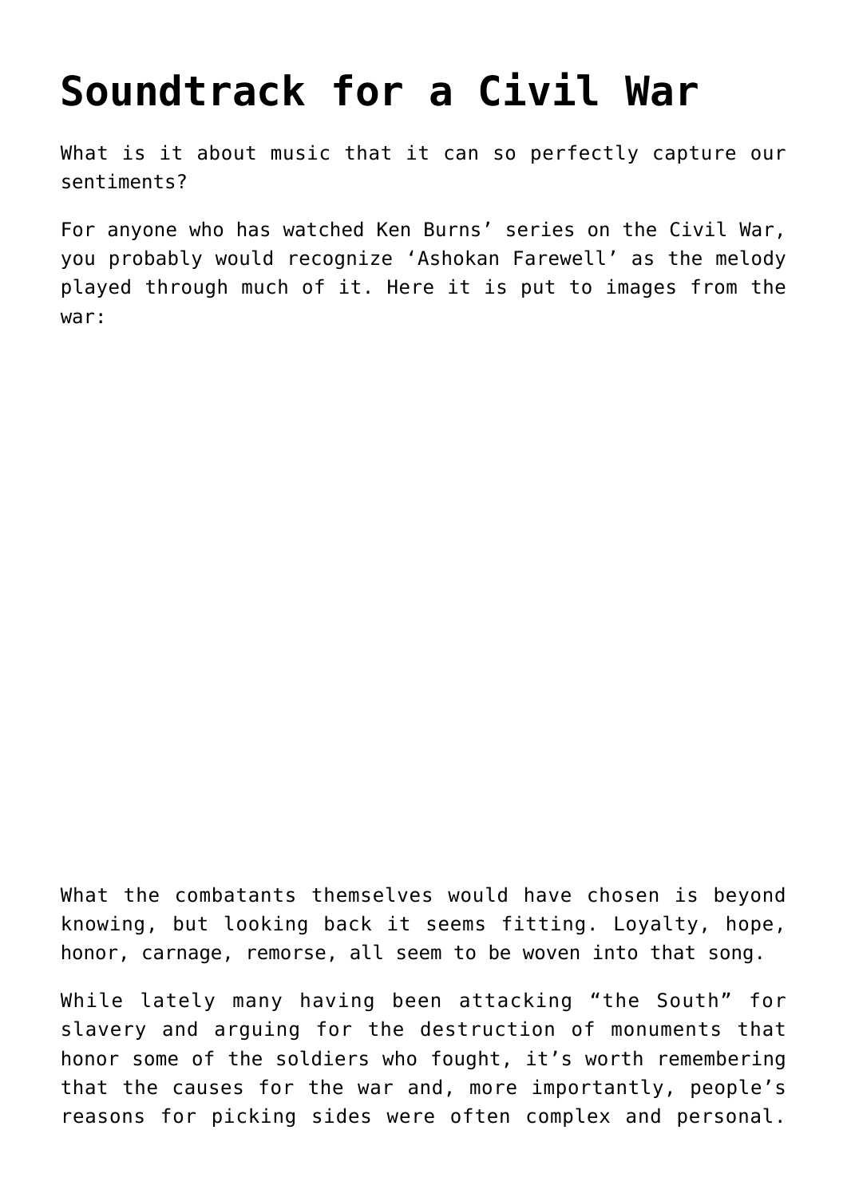# Soundtrack for a Civil War

What is it about music that it can so perfectly capture our sentiments?

For anyone who has watched Ken Burns' series on the Civil War, you probably would recognize 'Ashokan Farewell' as the melody played through much of it. Here it is put to images from the war:

What the combatants themselves would have chosen is beyond knowing, but looking back it seems fitting. Loyalty, hope, honor, carnage, remorse, all seem to be woven into that song.

While lately many having been attacking "the South" for slavery and arguing for the destruction of monuments that honor some of the soldiers who fought, it's worth remembering that the causes for the war and, more importantly, people's reasons for picking sides were often complex and personal.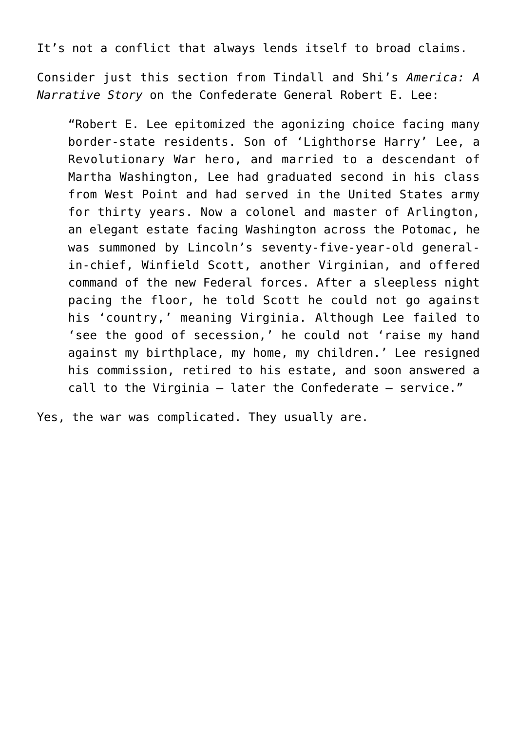It’s not a conflict that always lends itself to broad claims.

Consider just this section from Tindall and Shi’s *America: A Narrative Story* on the Confederate General Robert E. Lee:

> “Robert E. Lee epitomized the agonizing choice facing many border-state residents. Son of ‘Lighthorse Harry’ Lee, a Revolutionary War hero, and married to a descendant of Martha Washington, Lee had graduated second in his class from West Point and had served in the United States army for thirty years. Now a colonel and master of Arlington, an elegant estate facing Washington across the Potomac, he was summoned by Lincoln’s seventy-five-year-old general-in-chief, Winfield Scott, another Virginian, and offered command of the new Federal forces. After a sleepless night pacing the floor, he told Scott he could not go against his ‘country,’ meaning Virginia. Although Lee failed to ‘see the good of secession,’ he could not ‘raise my hand against my birthplace, my home, my children.’ Lee resigned his commission, retired to his estate, and soon answered a call to the Virginia — later the Confederate — service.”

Yes, the war was complicated. They usually are.